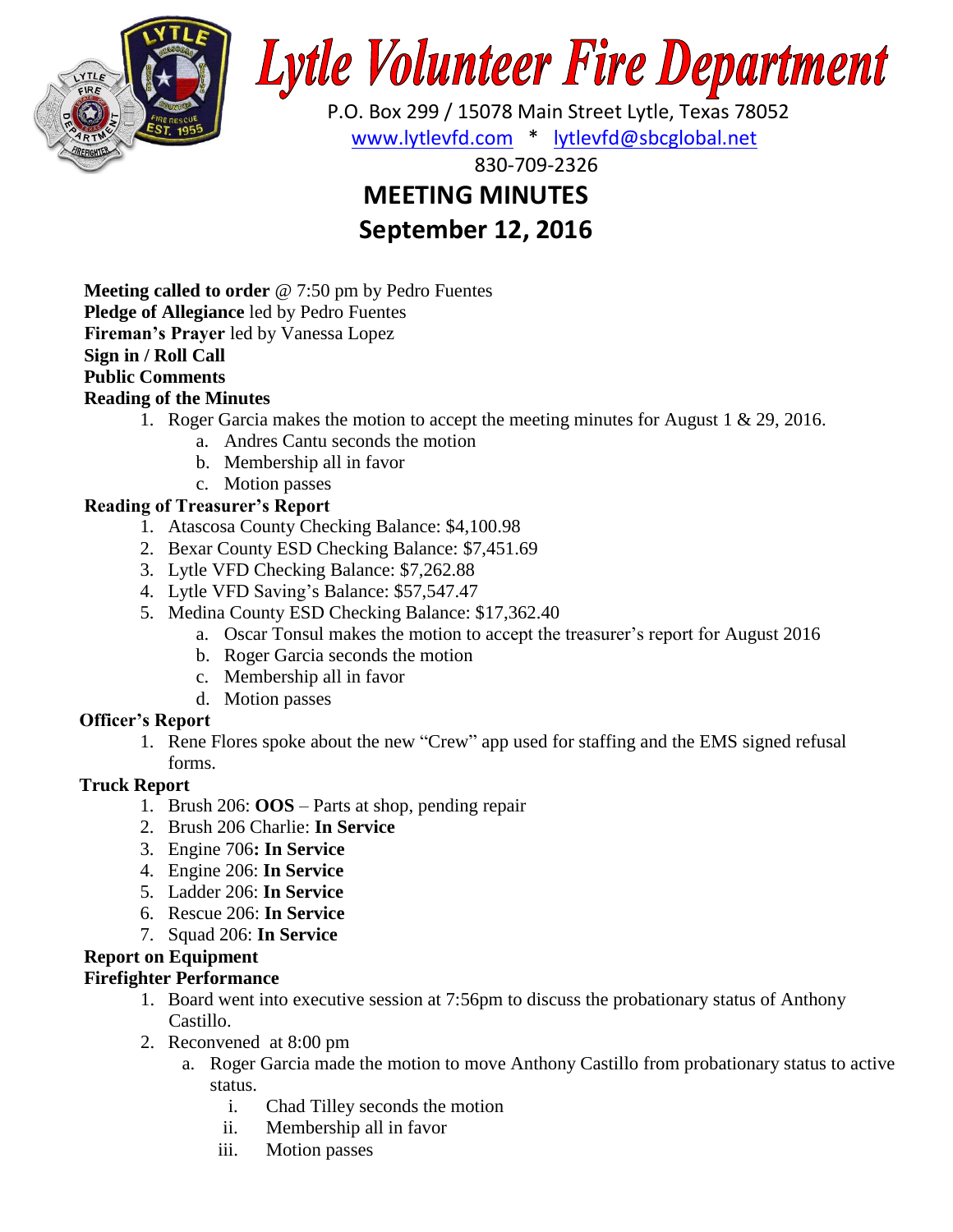# Lytle Volunteer Fire Department

P.O. Box 299 / 15078 Main Street Lytle, Texas 78052
www.lytlevfd.com * lytlevfd@sbcglobal.net
830-709-2326

## MEETING MINUTES
## September 12, 2016

**Meeting called to order** @ 7:50 pm by Pedro Fuentes
**Pledge of Allegiance** led by Pedro Fuentes
**Fireman's Prayer** led by Vanessa Lopez
**Sign in / Roll Call**
**Public Comments**
**Reading of the Minutes**

1. Roger Garcia makes the motion to accept the meeting minutes for August 1 & 29, 2016.
   a. Andres Cantu seconds the motion
   b. Membership all in favor
   c. Motion passes

**Reading of Treasurer's Report**

1. Atascosa County Checking Balance: $4,100.98
2. Bexar County ESD Checking Balance: $7,451.69
3. Lytle VFD Checking Balance: $7,262.88
4. Lytle VFD Saving's Balance: $57,547.47
5. Medina County ESD Checking Balance: $17,362.40
   a. Oscar Tonsul makes the motion to accept the treasurer's report for August 2016
   b. Roger Garcia seconds the motion
   c. Membership all in favor
   d. Motion passes

**Officer's Report**

1. Rene Flores spoke about the new "Crew" app used for staffing and the EMS signed refusal forms.

**Truck Report**

1. Brush 206: **OOS** – Parts at shop, pending repair
2. Brush 206 Charlie: **In Service**
3. Engine 706**: In Service**
4. Engine 206: **In Service**
5. Ladder 206: **In Service**
6. Rescue 206: **In Service**
7. Squad 206: **In Service**

**Report on Equipment**
**Firefighter Performance**

1. Board went into executive session at 7:56pm to discuss the probationary status of Anthony Castillo.
2. Reconvened at 8:00 pm
   a. Roger Garcia made the motion to move Anthony Castillo from probationary status to active status.
      i. Chad Tilley seconds the motion
      ii. Membership all in favor
      iii. Motion passes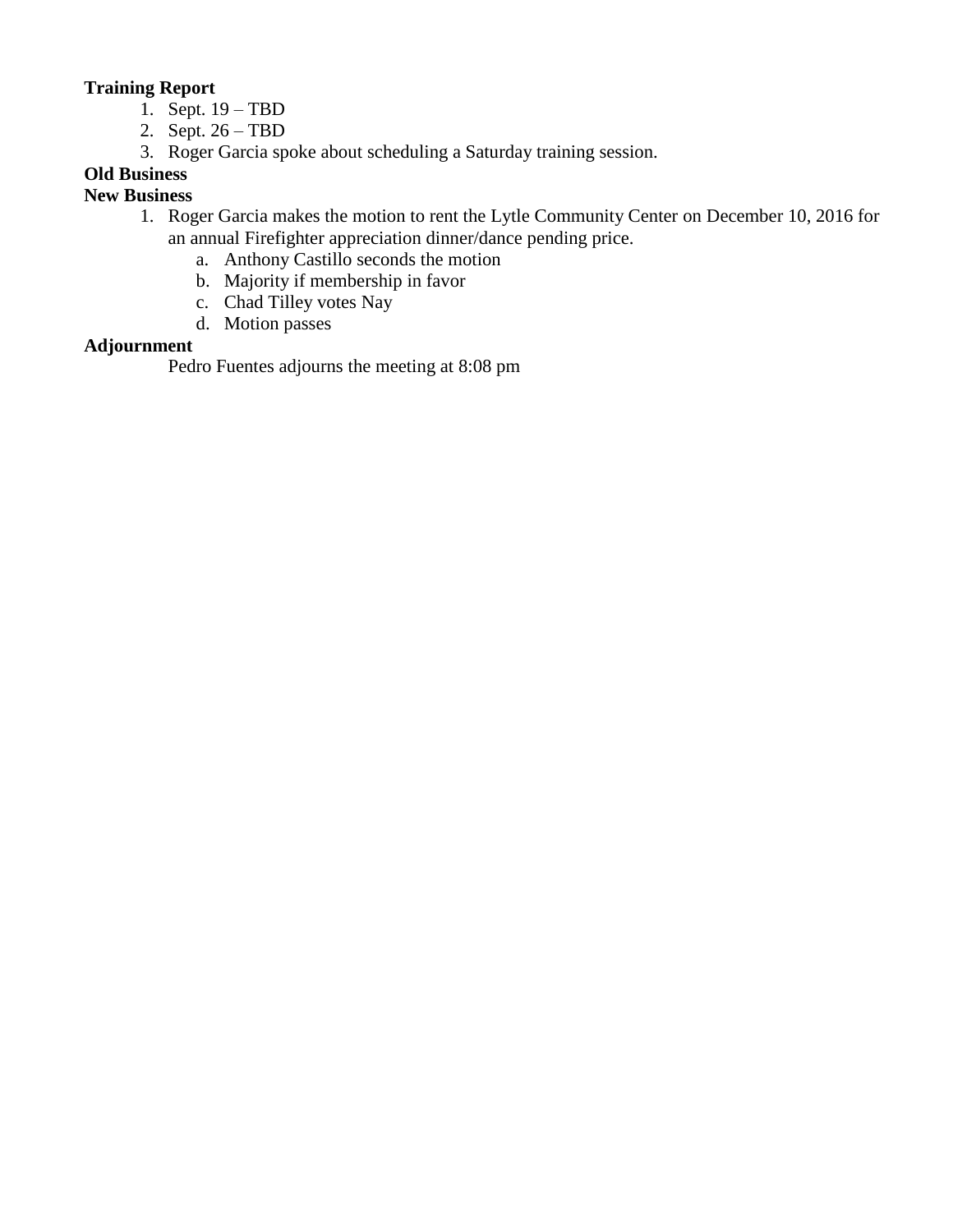**Training Report**

1. Sept. 19 – TBD
2. Sept. 26 – TBD
3. Roger Garcia spoke about scheduling a Saturday training session.

**Old Business**

**New Business**

1. Roger Garcia makes the motion to rent the Lytle Community Center on December 10, 2016 for an annual Firefighter appreciation dinner/dance pending price.
    a. Anthony Castillo seconds the motion
    b. Majority if membership in favor
    c. Chad Tilley votes Nay
    d. Motion passes

**Adjournment**

Pedro Fuentes adjourns the meeting at 8:08 pm